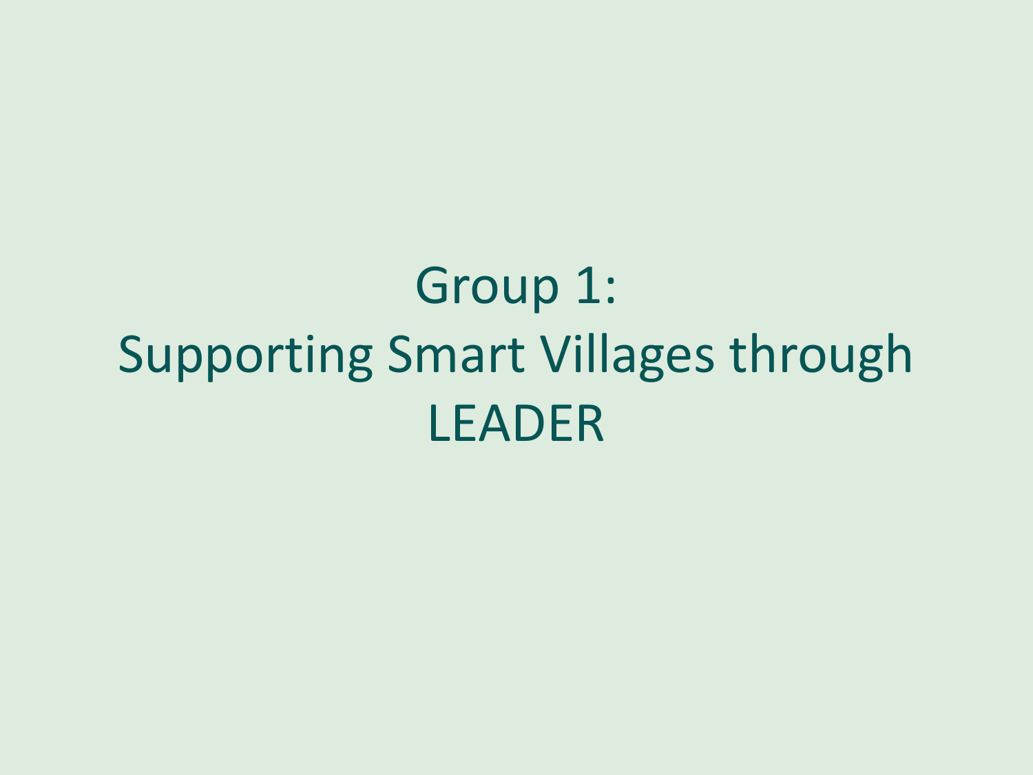# Group 1:
# Supporting Smart Villages through LEADER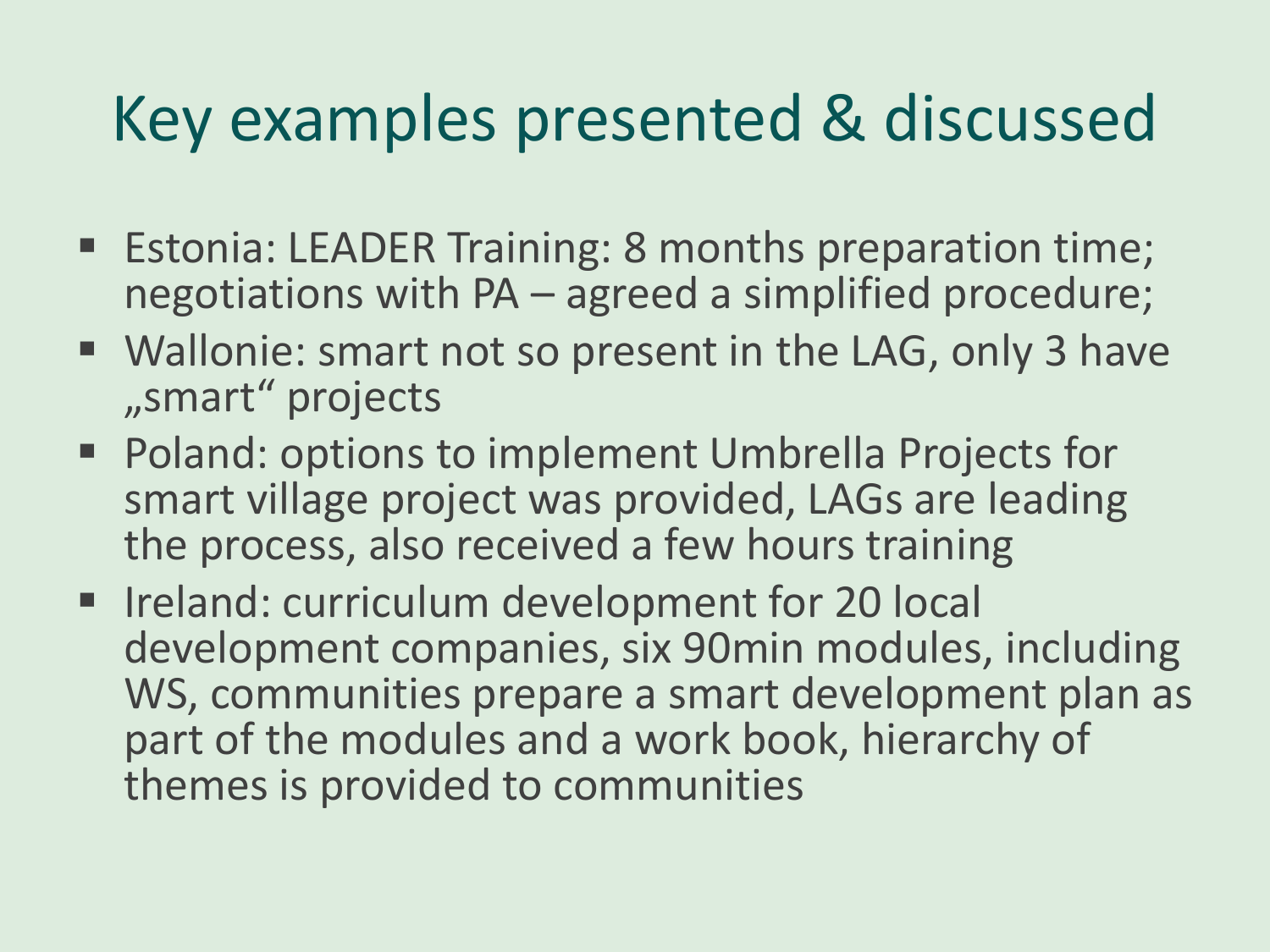# Key examples presented & discussed

- Estonia: LEADER Training: 8 months preparation time; negotiations with PA – agreed a simplified procedure;
- Wallonie: smart not so present in the LAG, only 3 have „smart" projects
- Poland: options to implement Umbrella Projects for smart village project was provided, LAGs are leading the process, also received a few hours training
- Ireland: curriculum development for 20 local development companies, six 90min modules, including WS, communities prepare a smart development plan as part of the modules and a work book, hierarchy of themes is provided to communities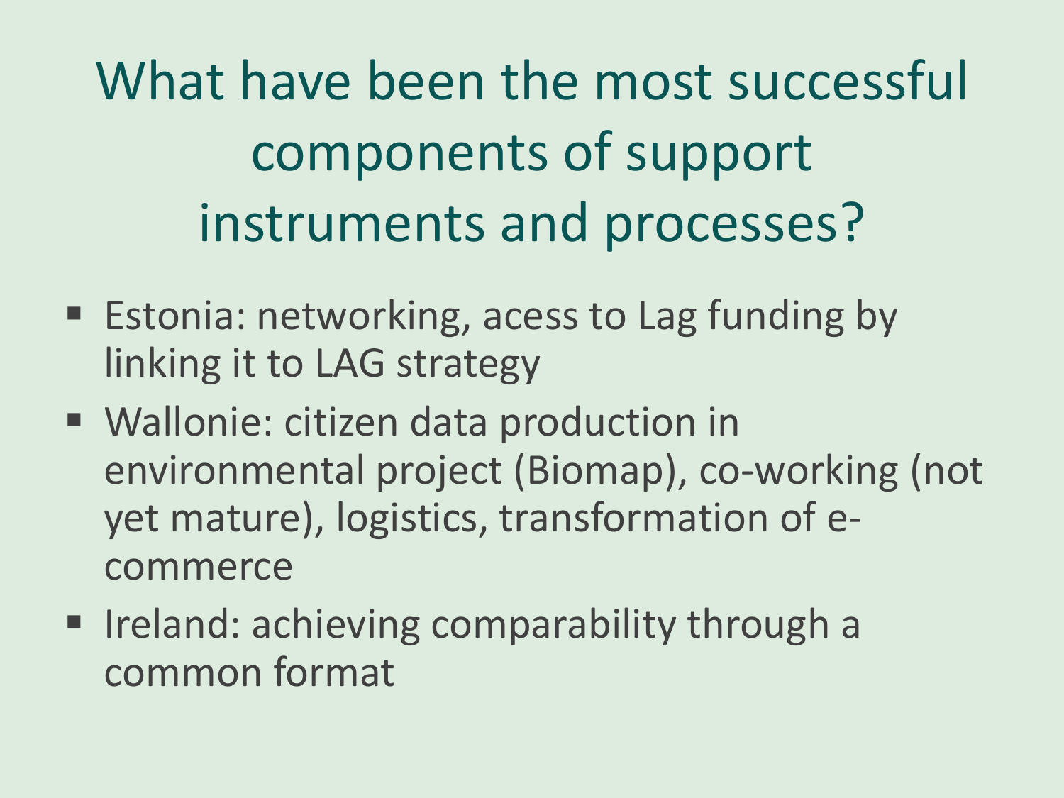# What have been the most successful components of support instruments and processes?

- Estonia: networking, acess to Lag funding by linking it to LAG strategy
- Wallonie: citizen data production in environmental project (Biomap), co-working (not yet mature), logistics, transformation of e-commerce
- Ireland: achieving comparability through a common format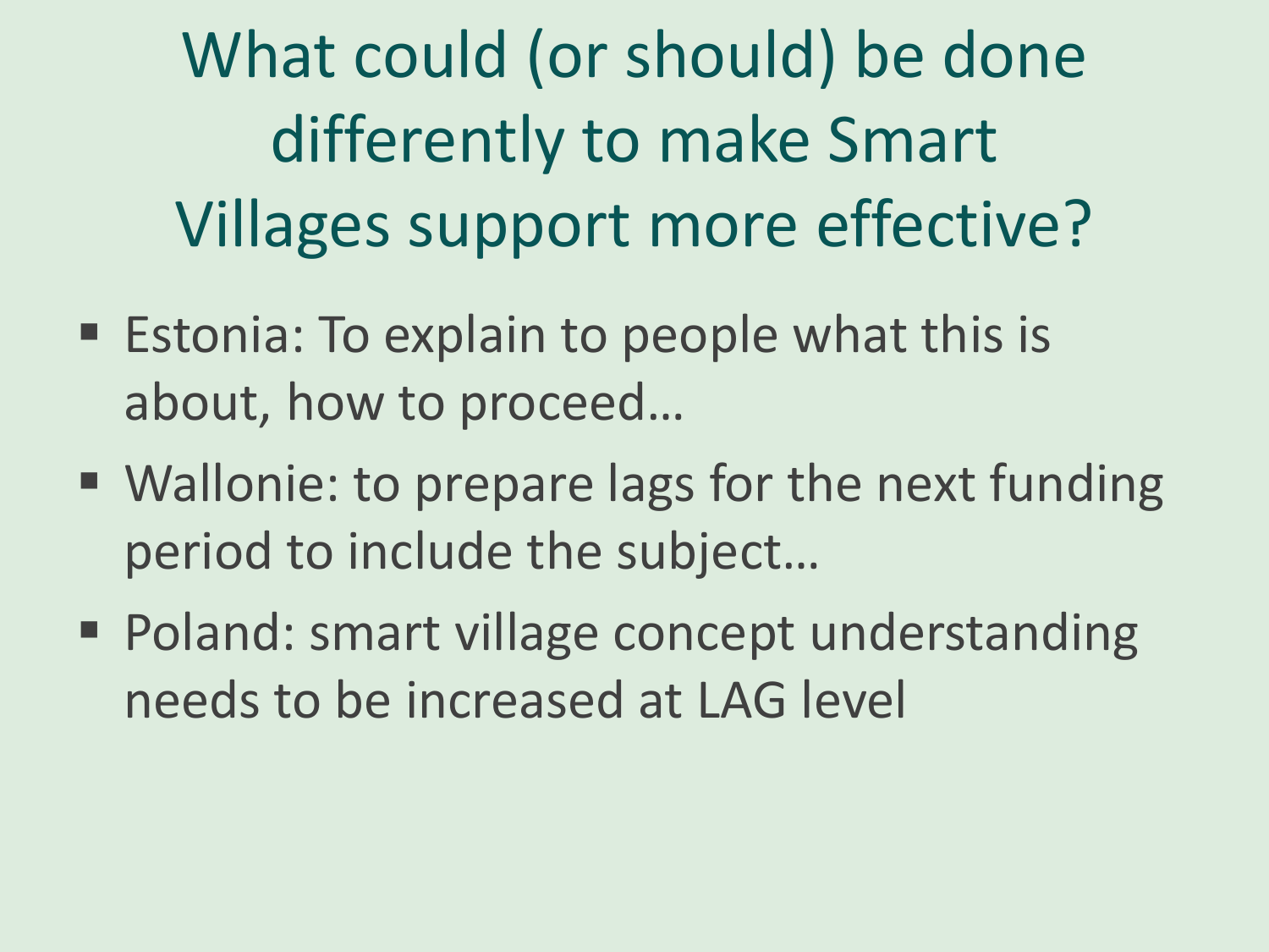# What could (or should) be done differently to make Smart Villages support more effective?

- Estonia: To explain to people what this is about, how to proceed…
- Wallonie: to prepare lags for the next funding period to include the subject…
- Poland: smart village concept understanding needs to be increased at LAG level